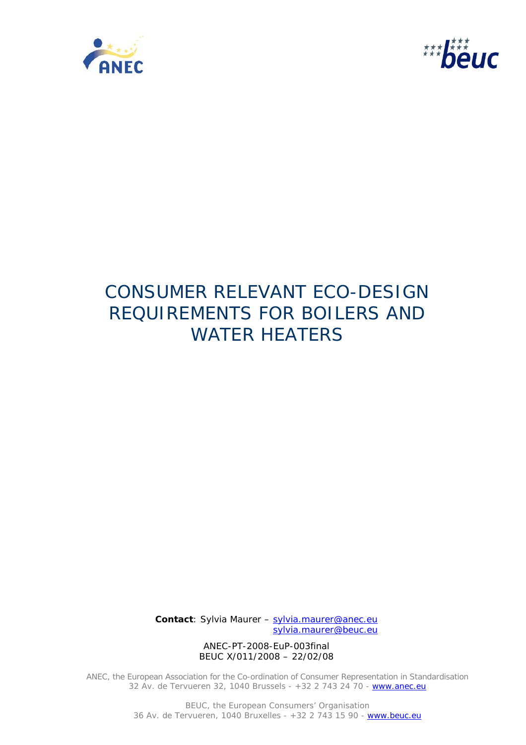# CONSUMER RELEVANT ECO-DESIGN REQUIREMENTS FOR BOILERS AND WATER HEATERS

**Contact**: Sylvia Maurer – sylvia.maurer@anec.eu
sylvia.maurer@beuc.eu

ANEC-PT-2008-EuP-003final
BEUC X/011/2008 – 22/02/08

ANEC, the European Association for the Co-ordination of Consumer Representation in Standardisation
32 Av. de Tervueren 32, 1040 Brussels - +32 2 743 24 70 - www.anec.eu

BEUC, the European Consumers' Organisation
36 Av. de Tervueren, 1040 Bruxelles - +32 2 743 15 90 - www.beuc.eu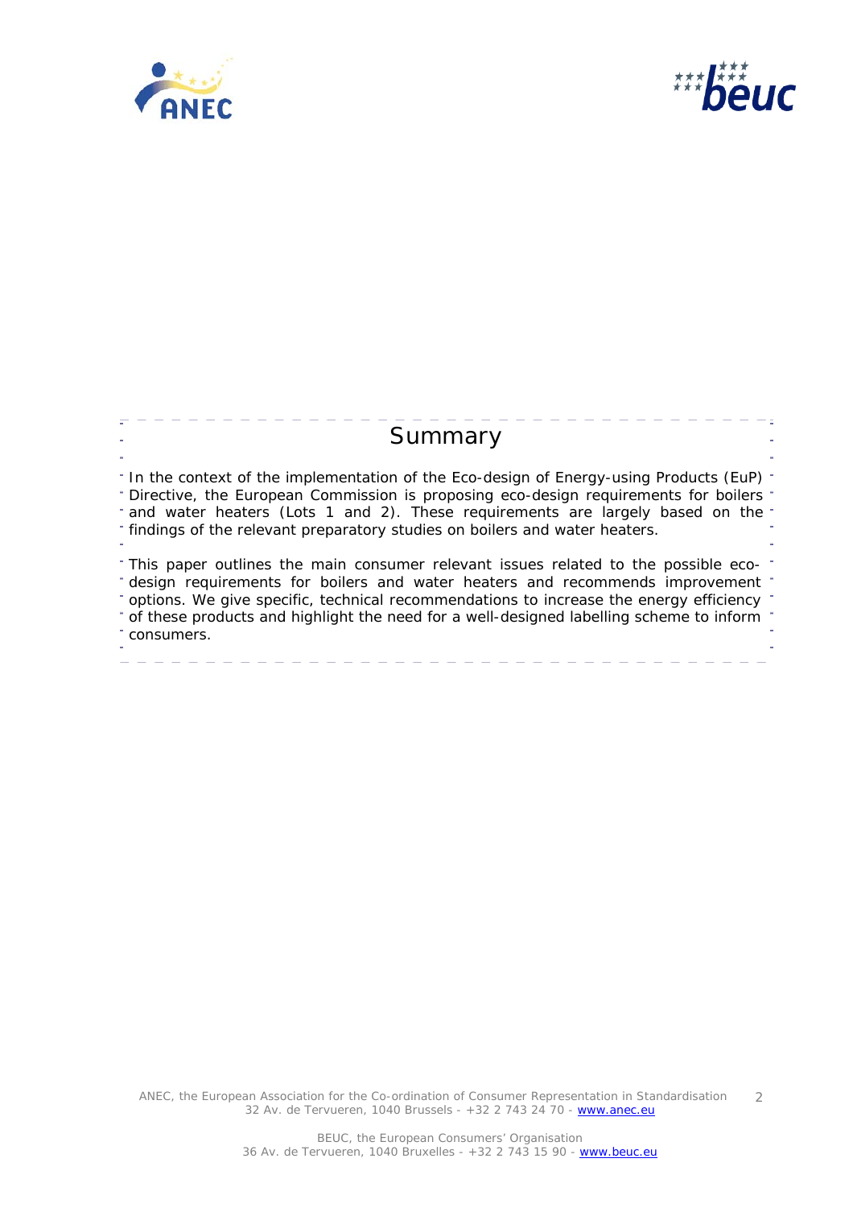## Summary

In the context of the implementation of the Eco-design of Energy-using Products (EuP) Directive, the European Commission is proposing eco-design requirements for boilers and water heaters (Lots 1 and 2). These requirements are largely based on the findings of the relevant preparatory studies on boilers and water heaters.

This paper outlines the main consumer relevant issues related to the possible eco-design requirements for boilers and water heaters and recommends improvement options. We give specific, technical recommendations to increase the energy efficiency of these products and highlight the need for a well-designed labelling scheme to inform consumers.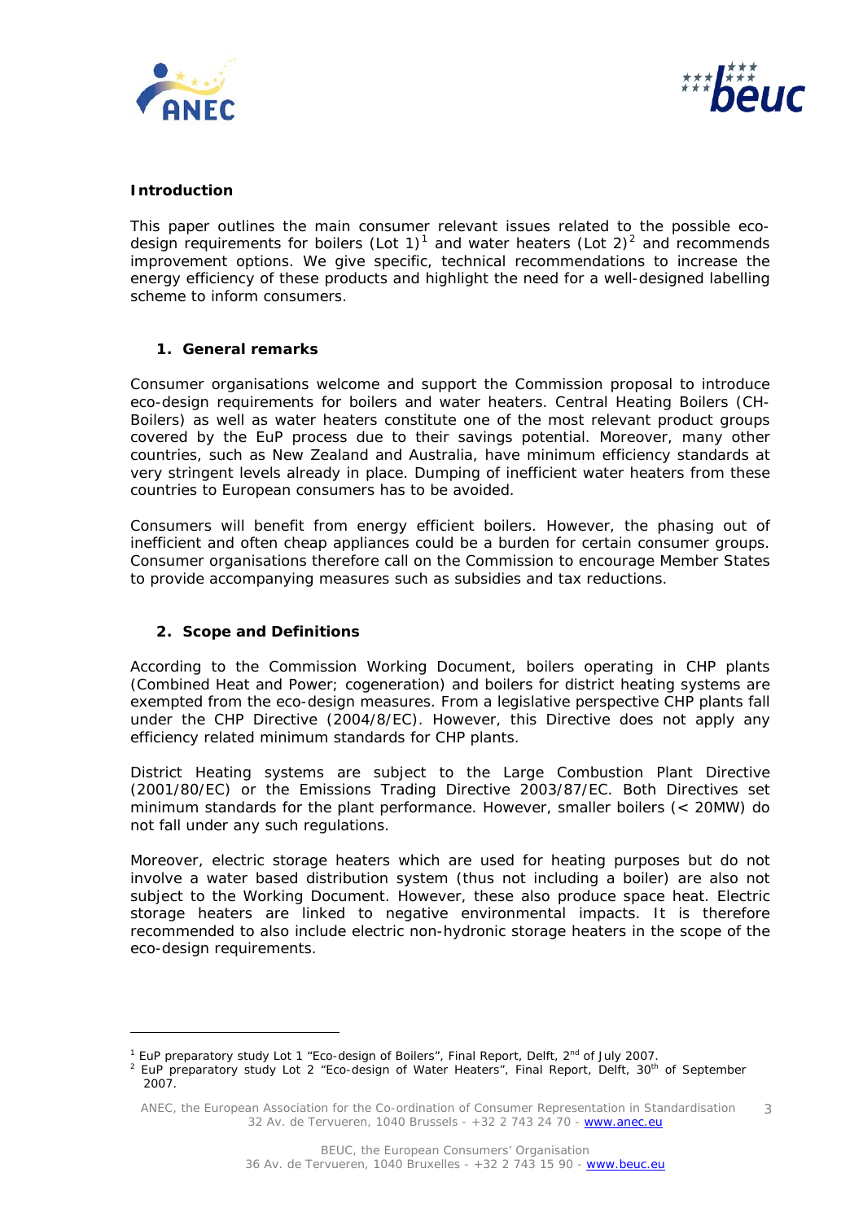**Introduction**

This paper outlines the main consumer relevant issues related to the possible eco-design requirements for boilers (Lot 1)[1] and water heaters (Lot 2)[2] and recommends improvement options. We give specific, technical recommendations to increase the energy efficiency of these products and highlight the need for a well-designed labelling scheme to inform consumers.

## 1. General remarks

Consumer organisations welcome and support the Commission proposal to introduce eco-design requirements for boilers and water heaters. Central Heating Boilers (CH-Boilers) as well as water heaters constitute one of the most relevant product groups covered by the EuP process due to their savings potential. Moreover, many other countries, such as New Zealand and Australia, have minimum efficiency standards at very stringent levels already in place. Dumping of inefficient water heaters from these countries to European consumers has to be avoided.

Consumers will benefit from energy efficient boilers. However, the phasing out of inefficient and often cheap appliances could be a burden for certain consumer groups. Consumer organisations therefore call on the Commission to encourage Member States to provide accompanying measures such as subsidies and tax reductions.

## 2. Scope and Definitions

According to the Commission Working Document, boilers operating in CHP plants (Combined Heat and Power; cogeneration) and boilers for district heating systems are exempted from the eco-design measures. From a legislative perspective CHP plants fall under the CHP Directive (2004/8/EC). However, this Directive does not apply any efficiency related minimum standards for CHP plants.

District Heating systems are subject to the Large Combustion Plant Directive (2001/80/EC) or the Emissions Trading Directive 2003/87/EC. Both Directives set minimum standards for the plant performance. However, smaller boilers (< 20MW) do not fall under any such regulations.

Moreover, electric storage heaters which are used for heating purposes but do not involve a water based distribution system (thus not including a boiler) are also not subject to the Working Document. However, these also produce space heat. Electric storage heaters are linked to negative environmental impacts. It is therefore recommended to also include electric non-hydronic storage heaters in the scope of the eco-design requirements.

---

[1] EuP preparatory study Lot 1 "Eco-design of Boilers", Final Report, Delft, 2nd of July 2007.

[2] EuP preparatory study Lot 2 "Eco-design of Water Heaters", Final Report, Delft, 30th of September 2007.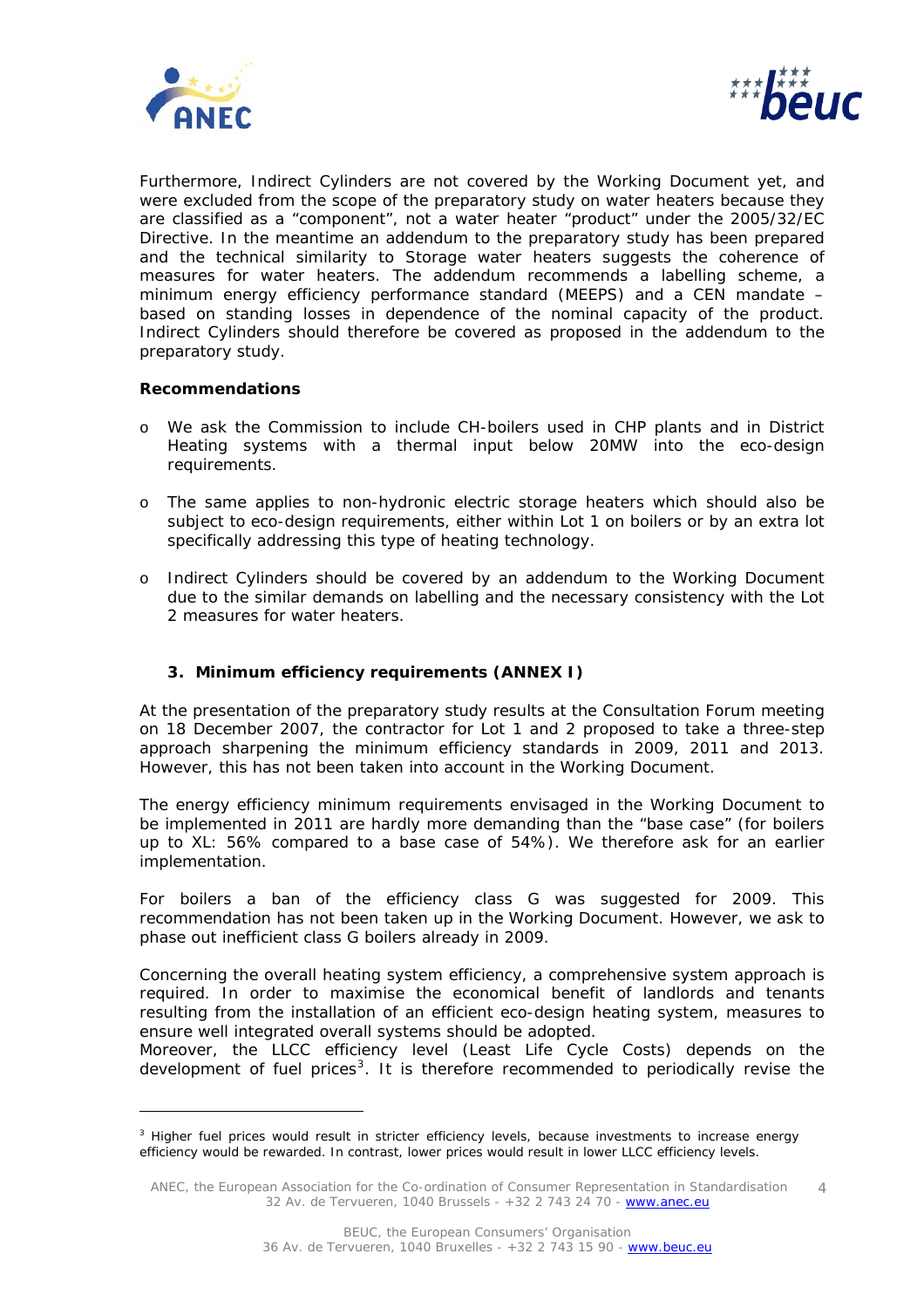Furthermore, Indirect Cylinders are not covered by the Working Document yet, and were excluded from the scope of the preparatory study on water heaters because they are classified as a "component", not a water heater "product" under the 2005/32/EC Directive. In the meantime an addendum to the preparatory study has been prepared and the technical similarity to Storage water heaters suggests the coherence of measures for water heaters. The addendum recommends a labelling scheme, a minimum energy efficiency performance standard (MEEPS) and a CEN mandate – based on standing losses in dependence of the nominal capacity of the product. Indirect Cylinders should therefore be covered as proposed in the addendum to the preparatory study.

**Recommendations**

- We ask the Commission to include CH-boilers used in CHP plants and in District Heating systems with a thermal input below 20MW into the eco-design requirements.
- The same applies to non-hydronic electric storage heaters which should also be subject to eco-design requirements, either within Lot 1 on boilers or by an extra lot specifically addressing this type of heating technology.
- Indirect Cylinders should be covered by an addendum to the Working Document due to the similar demands on labelling and the necessary consistency with the Lot 2 measures for water heaters.

## 3. Minimum efficiency requirements (ANNEX I)

At the presentation of the preparatory study results at the Consultation Forum meeting on 18 December 2007, the contractor for Lot 1 and 2 proposed to take a three-step approach sharpening the minimum efficiency standards in 2009, 2011 and 2013. However, this has not been taken into account in the Working Document.

The energy efficiency minimum requirements envisaged in the Working Document to be implemented in 2011 are hardly more demanding than the "base case" (for boilers up to XL: 56% compared to a base case of 54%). We therefore ask for an earlier implementation.

For boilers a ban of the efficiency class G was suggested for 2009. This recommendation has not been taken up in the Working Document. However, we ask to phase out inefficient class G boilers already in 2009.

Concerning the overall heating system efficiency, a comprehensive system approach is required. In order to maximise the economical benefit of landlords and tenants resulting from the installation of an efficient eco-design heating system, measures to ensure well integrated overall systems should be adopted.
Moreover, the LLCC efficiency level (Least Life Cycle Costs) depends on the development of fuel prices[3]. It is therefore recommended to periodically revise the

[3] Higher fuel prices would result in stricter efficiency levels, because investments to increase energy efficiency would be rewarded. In contrast, lower prices would result in lower LLCC efficiency levels.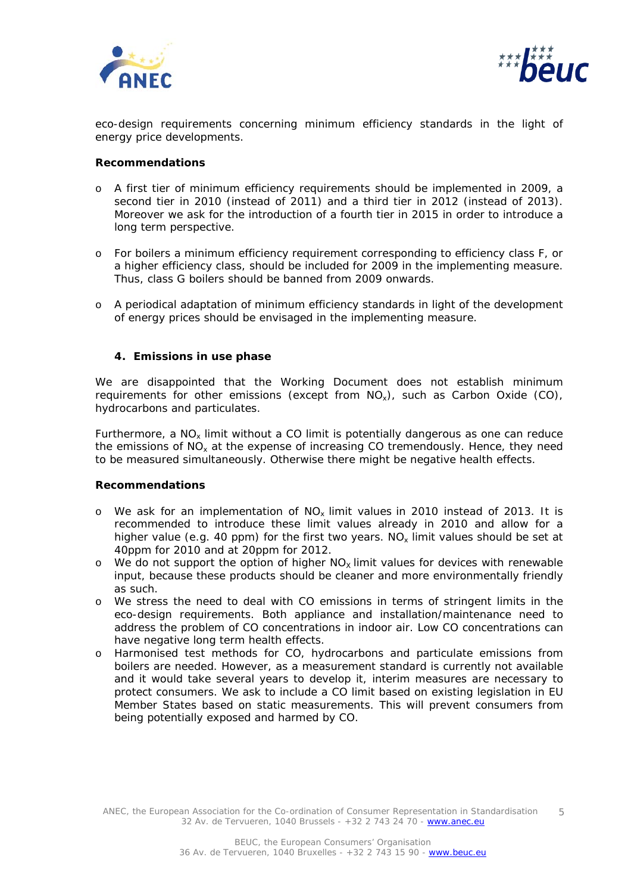eco-design requirements concerning minimum efficiency standards in the light of energy price developments.

**Recommendations**

- A first tier of minimum efficiency requirements should be implemented in 2009, a second tier in 2010 (instead of 2011) and a third tier in 2012 (instead of 2013). Moreover we ask for the introduction of a fourth tier in 2015 in order to introduce a long term perspective.
- For boilers a minimum efficiency requirement corresponding to efficiency class F, or a higher efficiency class, should be included for 2009 in the implementing measure. Thus, class G boilers should be banned from 2009 onwards.
- A periodical adaptation of minimum efficiency standards in light of the development of energy prices should be envisaged in the implementing measure.

## 4. Emissions in use phase

We are disappointed that the Working Document does not establish minimum requirements for other emissions (except from $NO_x$), such as Carbon Oxide (CO), hydrocarbons and particulates.

Furthermore, a $NO_x$ limit without a CO limit is potentially dangerous as one can reduce the emissions of $NO_x$ at the expense of increasing CO tremendously. Hence, they need to be measured simultaneously. Otherwise there might be negative health effects.

**Recommendations**

- We ask for an implementation of $NO_x$ limit values in 2010 instead of 2013. It is recommended to introduce these limit values already in 2010 and allow for a higher value (e.g. 40 ppm) for the first two years. $NO_x$ limit values should be set at 40ppm for 2010 and at 20ppm for 2012.
- We do not support the option of higher $NO_x$ limit values for devices with renewable input, because these products should be cleaner and more environmentally friendly as such.
- We stress the need to deal with CO emissions in terms of stringent limits in the eco-design requirements. Both appliance and installation/maintenance need to address the problem of CO concentrations in indoor air. Low CO concentrations can have negative long term health effects.
- Harmonised test methods for CO, hydrocarbons and particulate emissions from boilers are needed. However, as a measurement standard is currently not available and it would take several years to develop it, interim measures are necessary to protect consumers. We ask to include a CO limit based on existing legislation in EU Member States based on static measurements. This will prevent consumers from being potentially exposed and harmed by CO.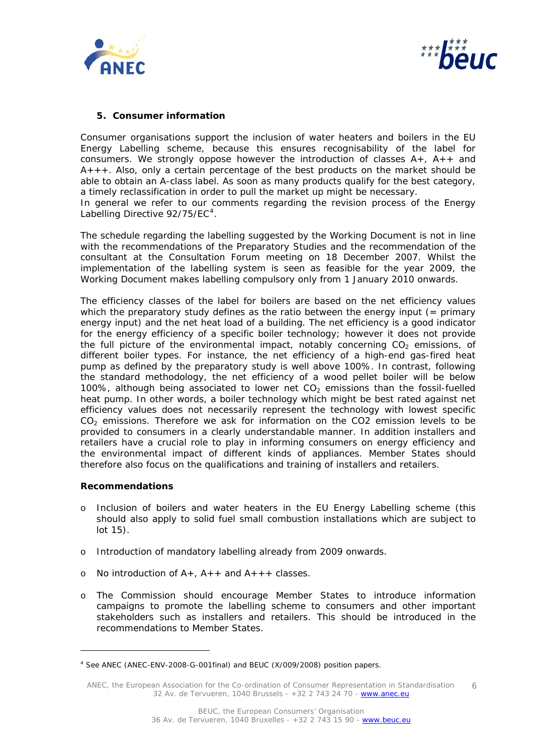## 5. Consumer information

Consumer organisations support the inclusion of water heaters and boilers in the EU Energy Labelling scheme, because this ensures recognisability of the label for consumers. We strongly oppose however the introduction of classes A+, A++ and A+++. Also, only a certain percentage of the best products on the market should be able to obtain an A-class label. As soon as many products qualify for the best category, a timely reclassification in order to pull the market up might be necessary.
In general we refer to our comments regarding the revision process of the Energy Labelling Directive 92/75/EC[4].

The schedule regarding the labelling suggested by the Working Document is not in line with the recommendations of the Preparatory Studies and the recommendation of the consultant at the Consultation Forum meeting on 18 December 2007. Whilst the implementation of the labelling system is seen as feasible for the year 2009, the Working Document makes labelling compulsory only from 1 January 2010 onwards.

The efficiency classes of the label for boilers are based on the net efficiency values which the preparatory study defines as the ratio between the energy input (= primary energy input) and the net heat load of a building. The net efficiency is a good indicator for the energy efficiency of a specific boiler technology; however it does not provide the full picture of the environmental impact, notably concerning $CO_2$ emissions, of different boiler types. For instance, the net efficiency of a high-end gas-fired heat pump as defined by the preparatory study is well above 100%. In contrast, following the standard methodology, the net efficiency of a wood pellet boiler will be below 100%, although being associated to lower net $CO_2$ emissions than the fossil-fuelled heat pump. In other words, a boiler technology which might be best rated against net efficiency values does not necessarily represent the technology with lowest specific $CO_2$ emissions. Therefore we ask for information on the CO2 emission levels to be provided to consumers in a clearly understandable manner. In addition installers and retailers have a crucial role to play in informing consumers on energy efficiency and the environmental impact of different kinds of appliances. Member States should therefore also focus on the qualifications and training of installers and retailers.

**Recommendations**

- Inclusion of boilers and water heaters in the EU Energy Labelling scheme (this should also apply to solid fuel small combustion installations which are subject to lot 15).
- Introduction of mandatory labelling already from 2009 onwards.
- No introduction of A+, A++ and A+++ classes.
- The Commission should encourage Member States to introduce information campaigns to promote the labelling scheme to consumers and other important stakeholders such as installers and retailers. This should be introduced in the recommendations to Member States.

---

[4] See ANEC (ANEC-ENV-2008-G-001final) and BEUC (X/009/2008) position papers.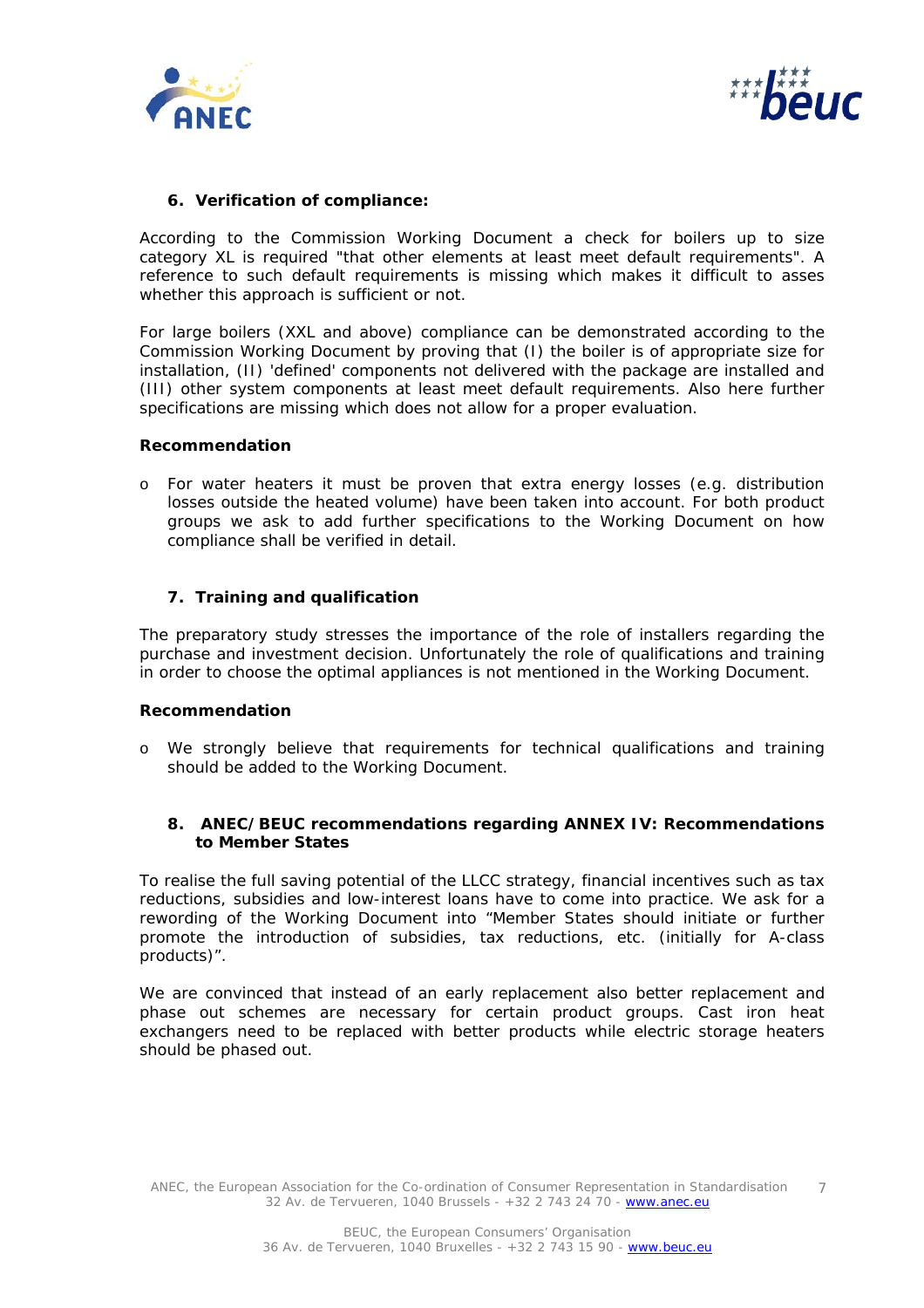## 6. Verification of compliance:

According to the Commission Working Document a check for boilers up to size category XL is required "that other elements at least meet default requirements". A reference to such default requirements is missing which makes it difficult to asses whether this approach is sufficient or not.

For large boilers (XXL and above) compliance can be demonstrated according to the Commission Working Document by proving that (I) the boiler is of appropriate size for installation, (II) 'defined' components not delivered with the package are installed and (III) other system components at least meet default requirements. Also here further specifications are missing which does not allow for a proper evaluation.

**Recommendation**

- For water heaters it must be proven that extra energy losses (e.g. distribution losses outside the heated volume) have been taken into account. For both product groups we ask to add further specifications to the Working Document on how compliance shall be verified in detail.

## 7. Training and qualification

The preparatory study stresses the importance of the role of installers regarding the purchase and investment decision. Unfortunately the role of qualifications and training in order to choose the optimal appliances is not mentioned in the Working Document.

**Recommendation**

- We strongly believe that requirements for technical qualifications and training should be added to the Working Document.

## 8. ANEC/BEUC recommendations regarding ANNEX IV: Recommendations to Member States

To realise the full saving potential of the LLCC strategy, financial incentives such as tax reductions, subsidies and low-interest loans have to come into practice. We ask for a rewording of the Working Document into "Member States should initiate or further promote the introduction of subsidies, tax reductions, etc. (initially for A-class products)".

We are convinced that instead of an early replacement also better replacement and phase out schemes are necessary for certain product groups. Cast iron heat exchangers need to be replaced with better products while electric storage heaters should be phased out.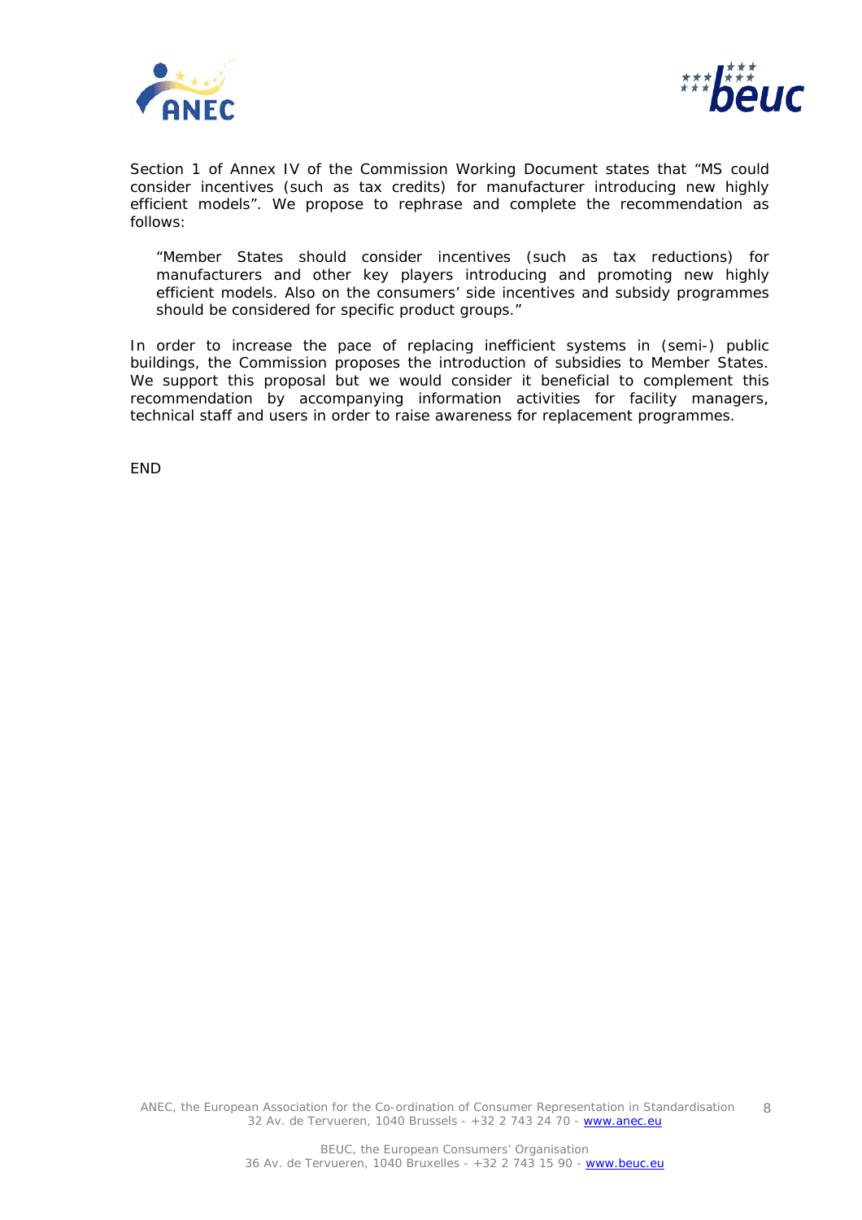Section 1 of Annex IV of the Commission Working Document states that "MS could consider incentives (such as tax credits) for manufacturer introducing new highly efficient models". We propose to rephrase and complete the recommendation as follows:

> "Member States should consider incentives (such as tax reductions) for manufacturers and other key players introducing and promoting new highly efficient models. Also on the consumers' side incentives and subsidy programmes should be considered for specific product groups."

In order to increase the pace of replacing inefficient systems in (semi-) public buildings, the Commission proposes the introduction of subsidies to Member States. We support this proposal but we would consider it beneficial to complement this recommendation by accompanying information activities for facility managers, technical staff and users in order to raise awareness for replacement programmes.

END